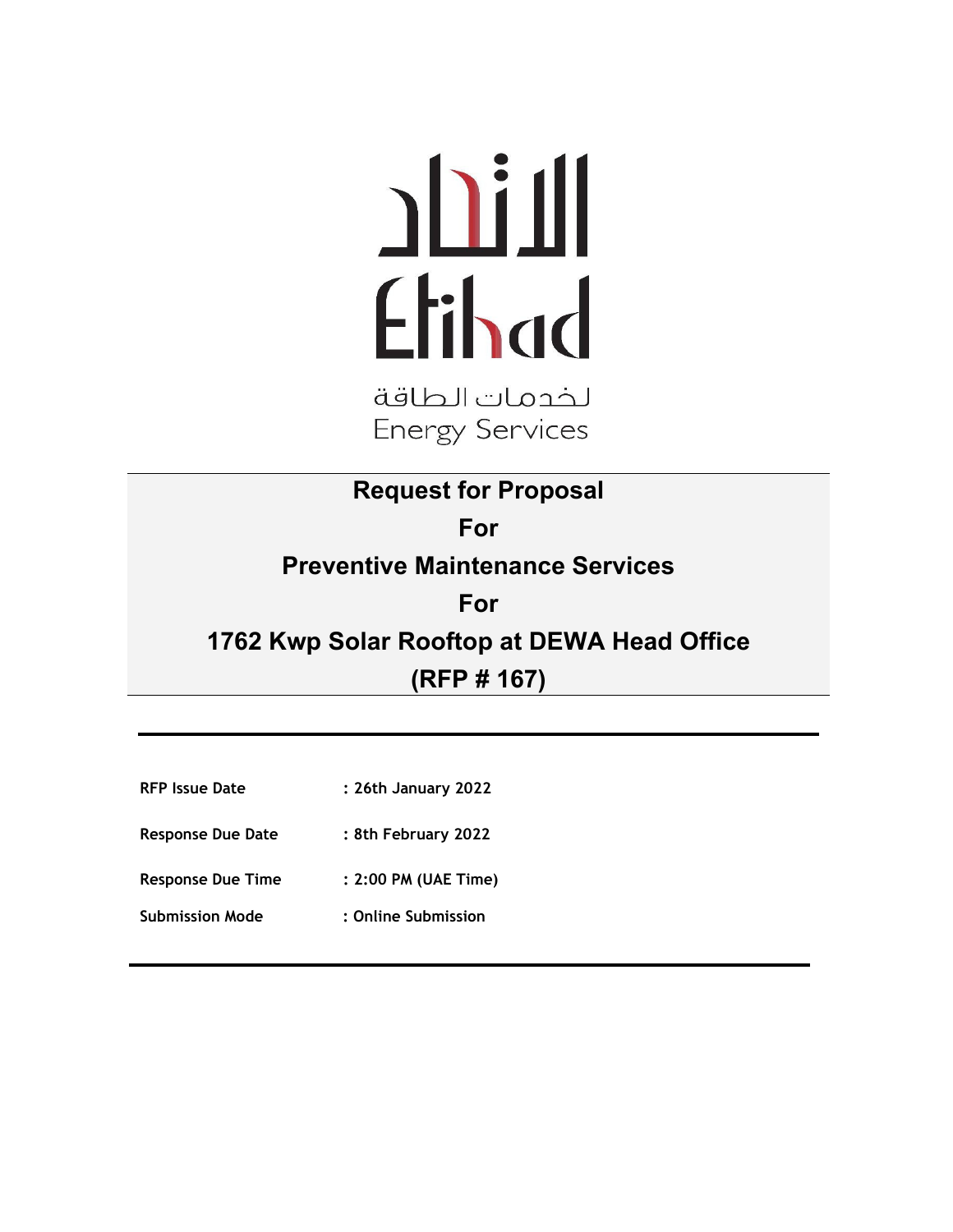الاتحاد
Etihad

لخدمات الطاقة
Energy Services

# Request for Proposal
# For
# Preventive Maintenance Services
# For
# 1762 Kwp Solar Rooftop at DEWA Head Office
# (RFP # 167)

---

| | |
|---|---|
| **RFP Issue Date** | **: 26th January 2022** |
| **Response Due Date** | **: 8th February 2022** |
| **Response Due Time** | **: 2:00 PM (UAE Time)** |
| **Submission Mode** | **: Online Submission** |

---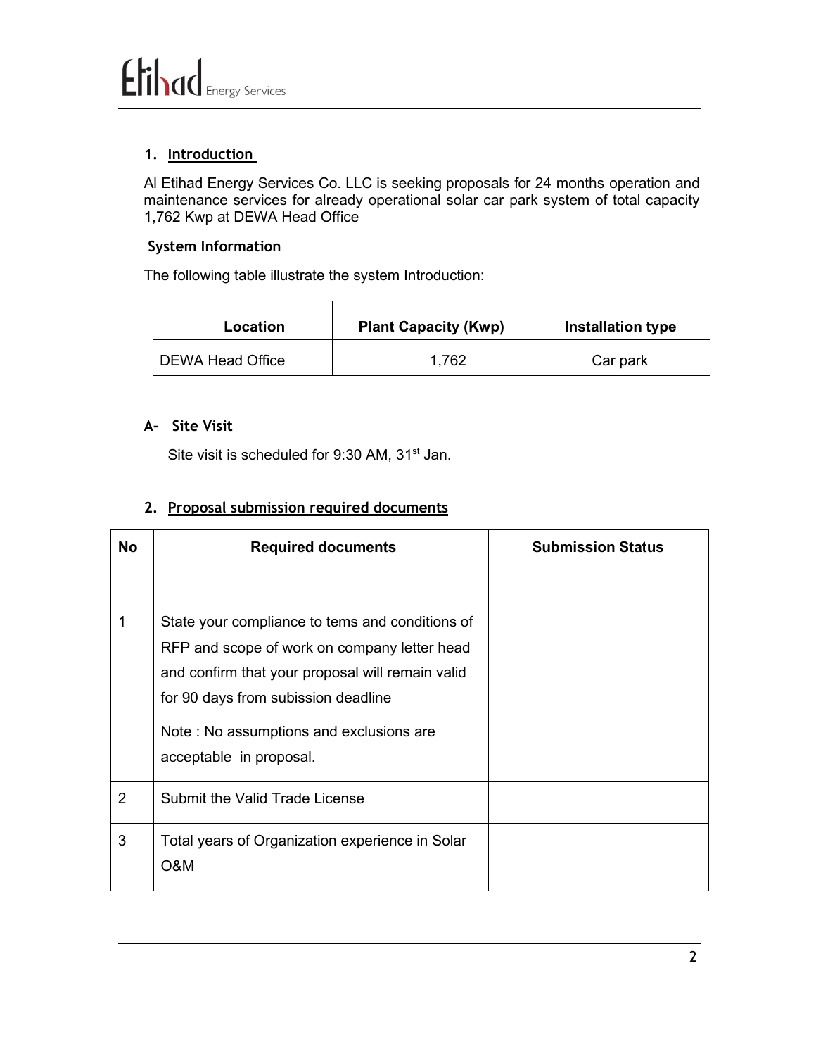## 1. Introduction

Al Etihad Energy Services Co. LLC is seeking proposals for 24 months operation and maintenance services for already operational solar car park system of total capacity 1,762 Kwp at DEWA Head Office

### System Information

The following table illustrate the system Introduction:

| Location | Plant Capacity (Kwp) | Installation type |
|---|---|---|
| DEWA Head Office | 1,762 | Car park |

### A- Site Visit

Site visit is scheduled for 9:30 AM, 31st Jan.

## 2. Proposal submission required documents

| No | Required documents | Submission Status |
|---|---|---|
| 1 | State your compliance to tems and conditions of RFP and scope of work on company letter head and confirm that your proposal will remain valid for 90 days from subission deadline<br><br>Note : No assumptions and exclusions are acceptable in proposal. | |
| 2 | Submit the Valid Trade License | |
| 3 | Total years of Organization experience in Solar O&M | |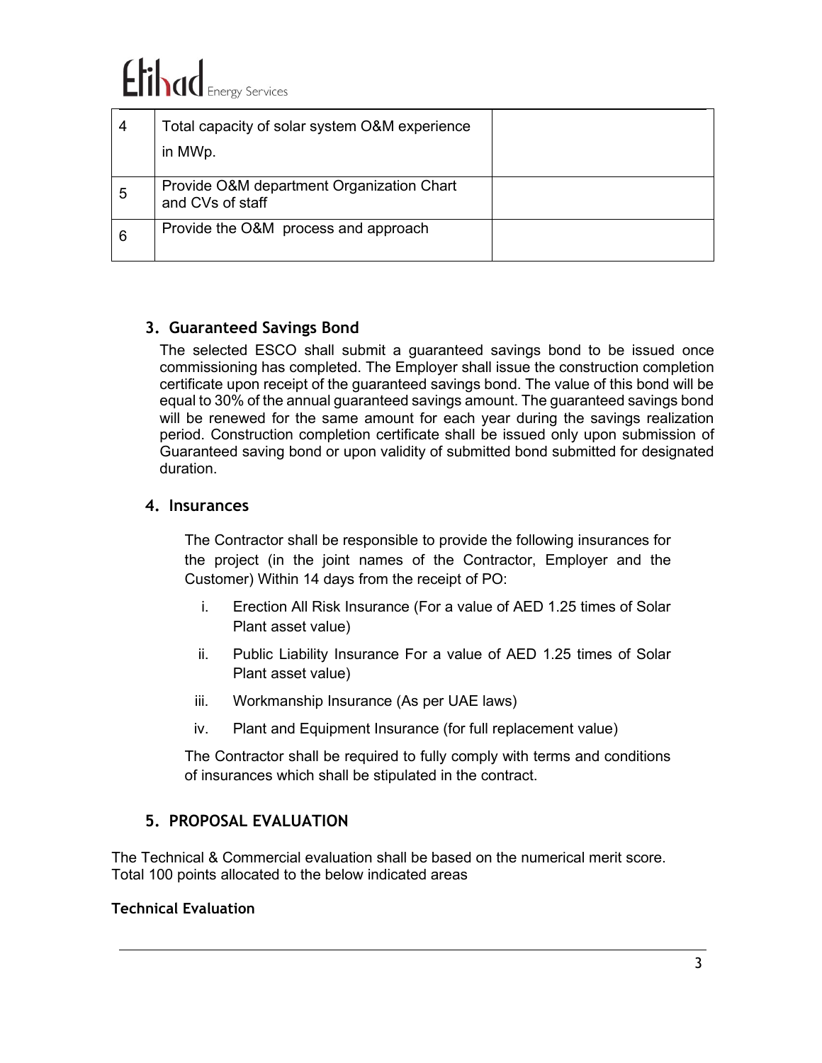| 4 | Total capacity of solar system O&M experience in MWp. | |
|---|---|---|
| 5 | Provide O&M department Organization Chart and CVs of staff | |
| 6 | Provide the O&M process and approach | |

## 3. Guaranteed Savings Bond

The selected ESCO shall submit a guaranteed savings bond to be issued once commissioning has completed. The Employer shall issue the construction completion certificate upon receipt of the guaranteed savings bond. The value of this bond will be equal to 30% of the annual guaranteed savings amount. The guaranteed savings bond will be renewed for the same amount for each year during the savings realization period. Construction completion certificate shall be issued only upon submission of Guaranteed saving bond or upon validity of submitted bond submitted for designated duration.

## 4. Insurances

The Contractor shall be responsible to provide the following insurances for the project (in the joint names of the Contractor, Employer and the Customer) Within 14 days from the receipt of PO:

i. Erection All Risk Insurance (For a value of AED 1.25 times of Solar Plant asset value)

ii. Public Liability Insurance For a value of AED 1.25 times of Solar Plant asset value)

iii. Workmanship Insurance (As per UAE laws)

iv. Plant and Equipment Insurance (for full replacement value)

The Contractor shall be required to fully comply with terms and conditions of insurances which shall be stipulated in the contract.

## 5. PROPOSAL EVALUATION

The Technical & Commercial evaluation shall be based on the numerical merit score. Total 100 points allocated to the below indicated areas

**Technical Evaluation**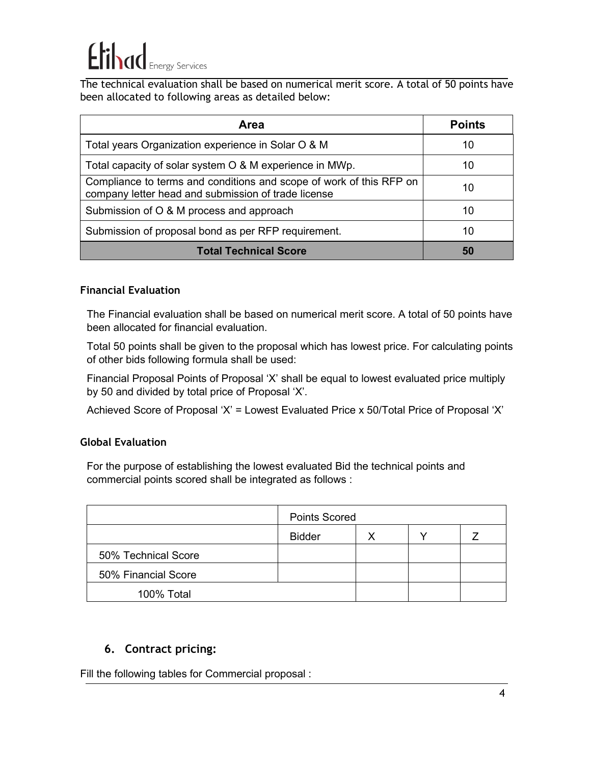The technical evaluation shall be based on numerical merit score. A total of 50 points have been allocated to following areas as detailed below:

| Area | Points |
|---|---|
| Total years Organization experience in Solar O & M | 10 |
| Total capacity of solar system O & M experience in MWp. | 10 |
| Compliance to terms and conditions and scope of work of this RFP on company letter head and submission of trade license | 10 |
| Submission of O & M process and approach | 10 |
| Submission of proposal bond as per RFP requirement. | 10 |
| **Total Technical Score** | **50** |

**Financial Evaluation**

The Financial evaluation shall be based on numerical merit score. A total of 50 points have been allocated for financial evaluation.

Total 50 points shall be given to the proposal which has lowest price. For calculating points of other bids following formula shall be used:

Financial Proposal Points of Proposal 'X' shall be equal to lowest evaluated price multiply by 50 and divided by total price of Proposal 'X'.

Achieved Score of Proposal 'X' = Lowest Evaluated Price x 50/Total Price of Proposal 'X'

**Global Evaluation**

For the purpose of establishing the lowest evaluated Bid the technical points and commercial points scored shall be integrated as follows :

| | Points Scored | | | |
|---|---|---|---|---|
| | Bidder | X | Y | Z |
| 50% Technical Score | | | | |
| 50% Financial Score | | | | |
| 100% Total | | | | |

## 6. Contract pricing:

Fill the following tables for Commercial proposal :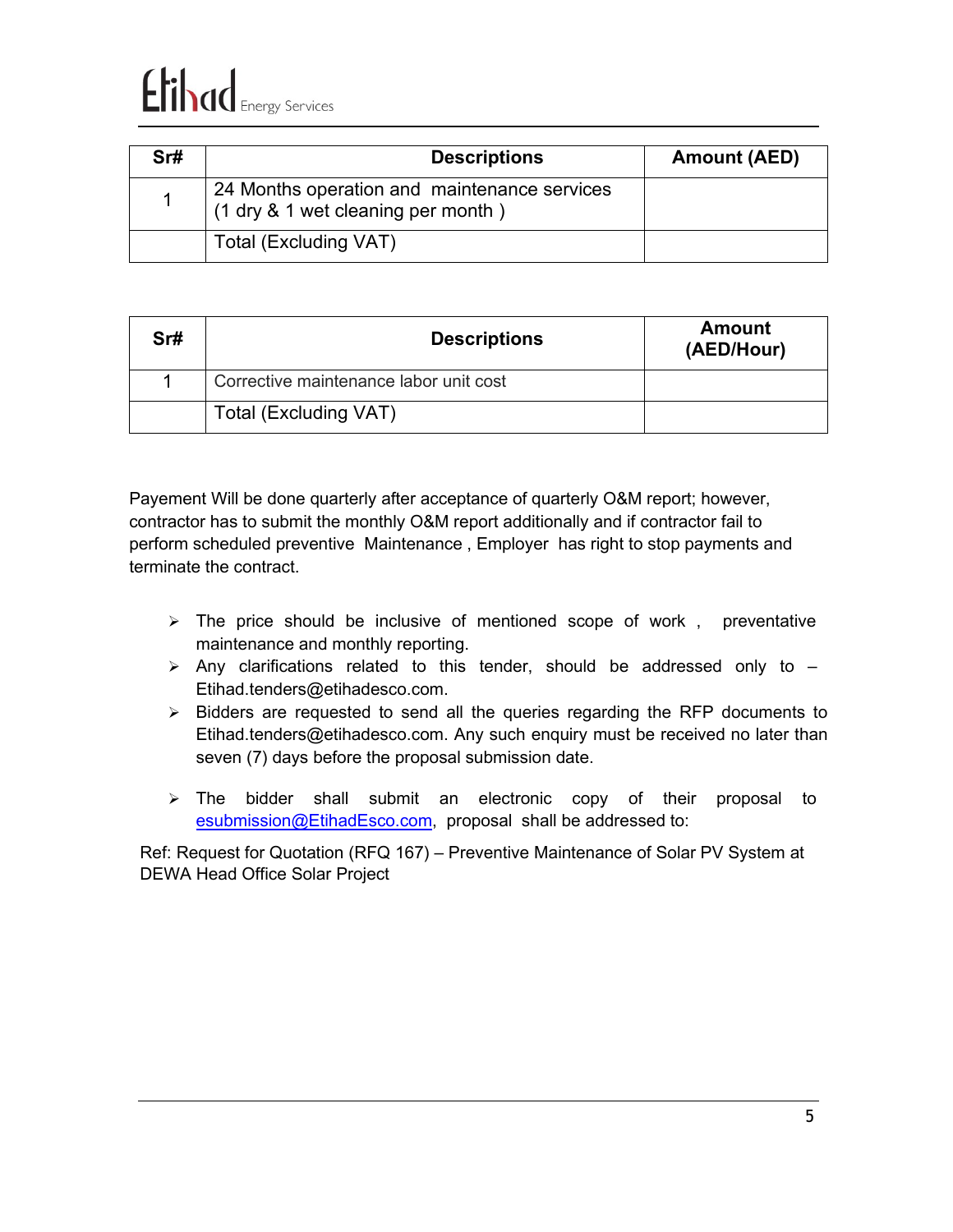| Sr# | Descriptions | Amount (AED) |
|---|---|---|
| 1 | 24 Months operation and maintenance services (1 dry & 1 wet cleaning per month ) | |
| | Total (Excluding VAT) | |

| Sr# | Descriptions | Amount (AED/Hour) |
|---|---|---|
| 1 | Corrective maintenance labor unit cost | |
| | Total (Excluding VAT) | |

Payement Will be done quarterly after acceptance of quarterly O&M report; however, contractor has to submit the monthly O&M report additionally and if contractor fail to perform scheduled preventive Maintenance , Employer has right to stop payments and terminate the contract.

- The price should be inclusive of mentioned scope of work , preventative maintenance and monthly reporting.
- Any clarifications related to this tender, should be addressed only to – Etihad.tenders@etihadesco.com.
- Bidders are requested to send all the queries regarding the RFP documents to Etihad.tenders@etihadesco.com. Any such enquiry must be received no later than seven (7) days before the proposal submission date.
- The bidder shall submit an electronic copy of their proposal to esubmission@EtihadEsco.com, proposal shall be addressed to:

Ref: Request for Quotation (RFQ 167) – Preventive Maintenance of Solar PV System at DEWA Head Office Solar Project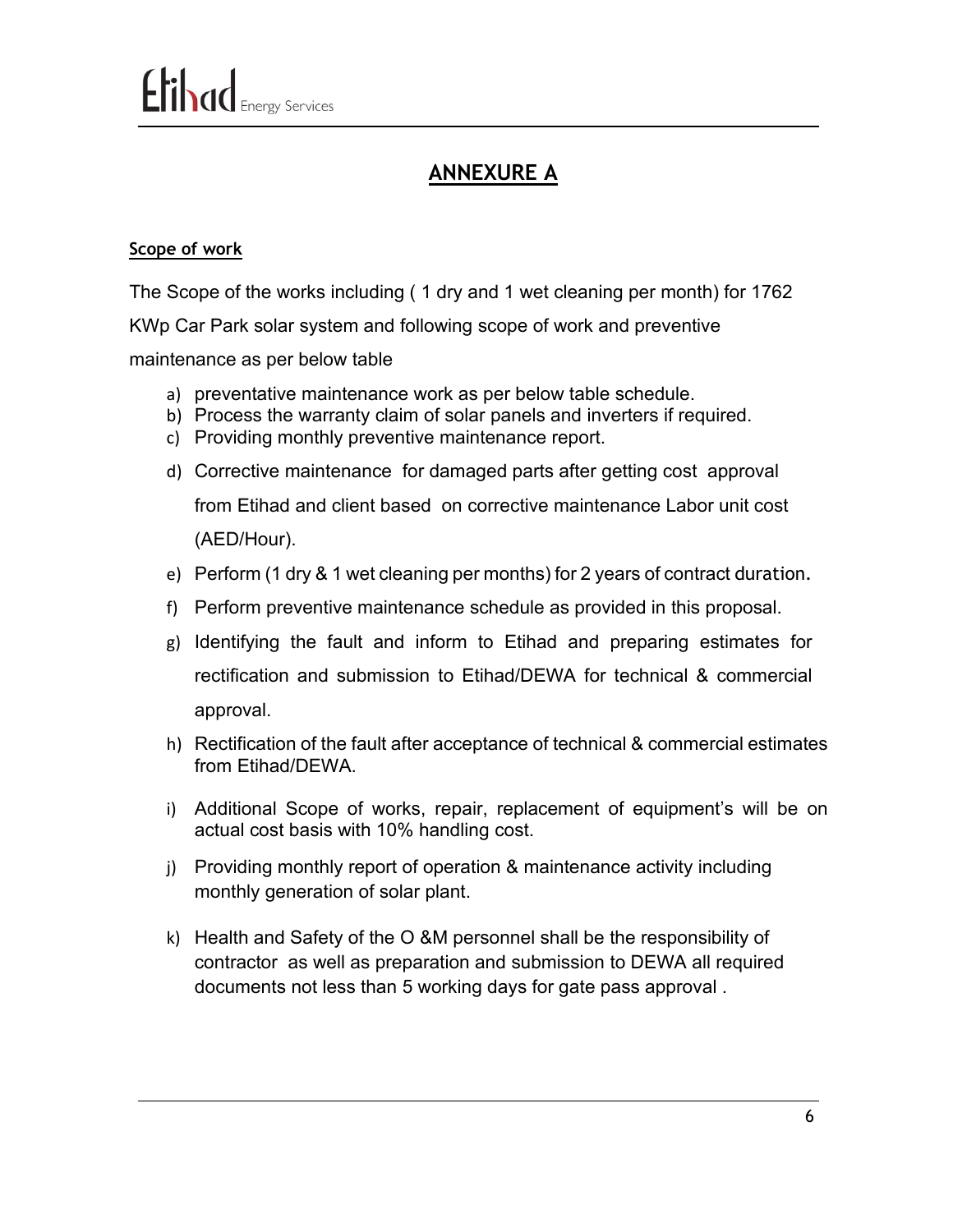## ANNEXURE A

**Scope of work**

The Scope of the works including ( 1 dry and 1 wet cleaning per month) for 1762 KWp Car Park solar system and following scope of work and preventive maintenance as per below table

a) preventative maintenance work as per below table schedule.
b) Process the warranty claim of solar panels and inverters if required.
c) Providing monthly preventive maintenance report.
d) Corrective maintenance for damaged parts after getting cost approval from Etihad and client based on corrective maintenance Labor unit cost (AED/Hour).
e) Perform (1 dry & 1 wet cleaning per months) for 2 years of contract duration.
f) Perform preventive maintenance schedule as provided in this proposal.
g) Identifying the fault and inform to Etihad and preparing estimates for rectification and submission to Etihad/DEWA for technical & commercial approval.
h) Rectification of the fault after acceptance of technical & commercial estimates from Etihad/DEWA.
i) Additional Scope of works, repair, replacement of equipment's will be on actual cost basis with 10% handling cost.
j) Providing monthly report of operation & maintenance activity including monthly generation of solar plant.
k) Health and Safety of the O &M personnel shall be the responsibility of contractor as well as preparation and submission to DEWA all required documents not less than 5 working days for gate pass approval .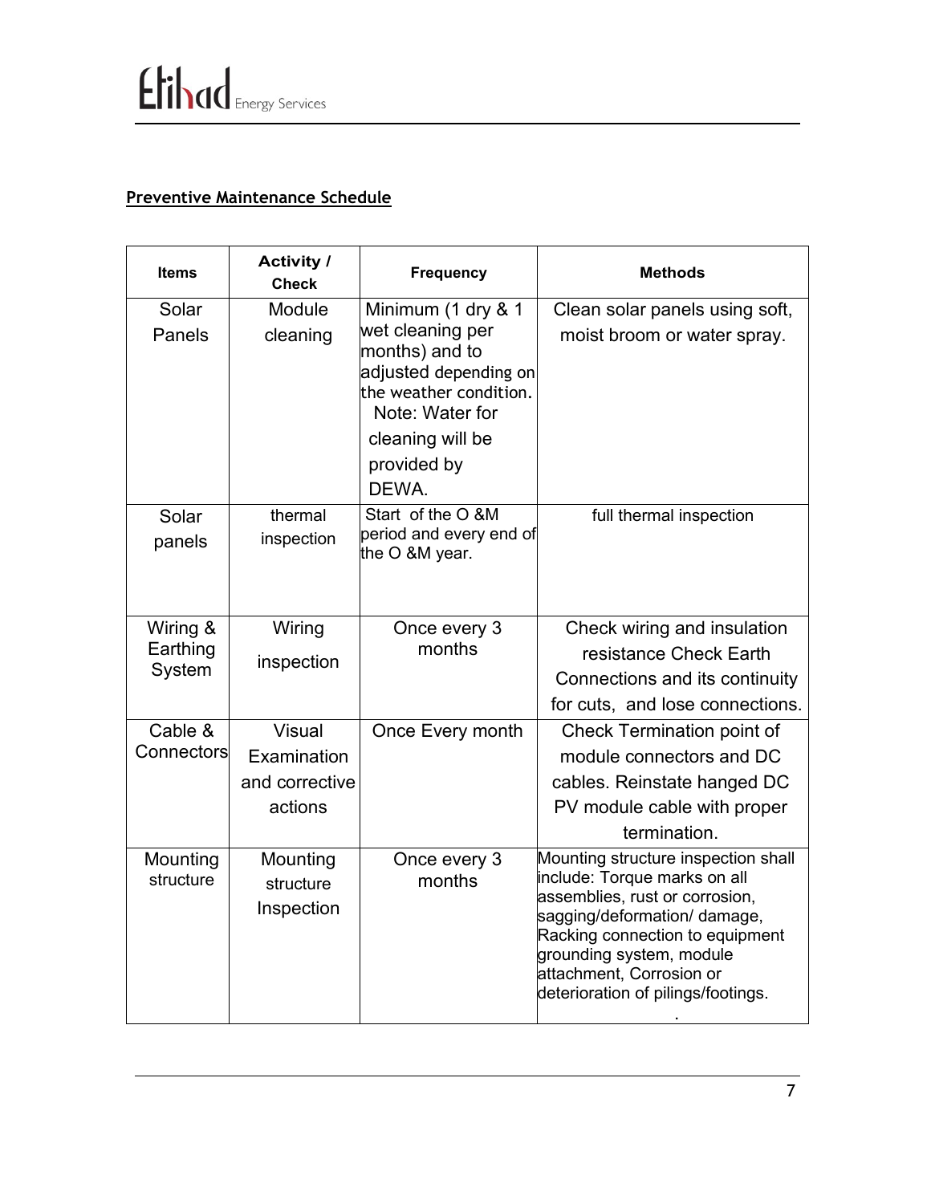## Preventive Maintenance Schedule

| Items | Activity / Check | Frequency | Methods |
| --- | --- | --- | --- |
| Solar Panels | Module cleaning | Minimum (1 dry & 1 wet cleaning per months) and to adjusted depending on the weather condition. Note: Water for cleaning will be provided by DEWA. | Clean solar panels using soft, moist broom or water spray. |
| Solar panels | thermal inspection | Start of the O &M period and every end of the O &M year. | full thermal inspection |
| Wiring & Earthing System | Wiring inspection | Once every 3 months | Check wiring and insulation resistance Check Earth Connections and its continuity for cuts, and lose connections. |
| Cable & Connectors | Visual Examination and corrective actions | Once Every month | Check Termination point of module connectors and DC cables. Reinstate hanged DC PV module cable with proper termination. |
| Mounting structure | Mounting structure Inspection | Once every 3 months | Mounting structure inspection shall include: Torque marks on all assemblies, rust or corrosion, sagging/deformation/ damage, Racking connection to equipment grounding system, module attachment, Corrosion or deterioration of pilings/footings. . |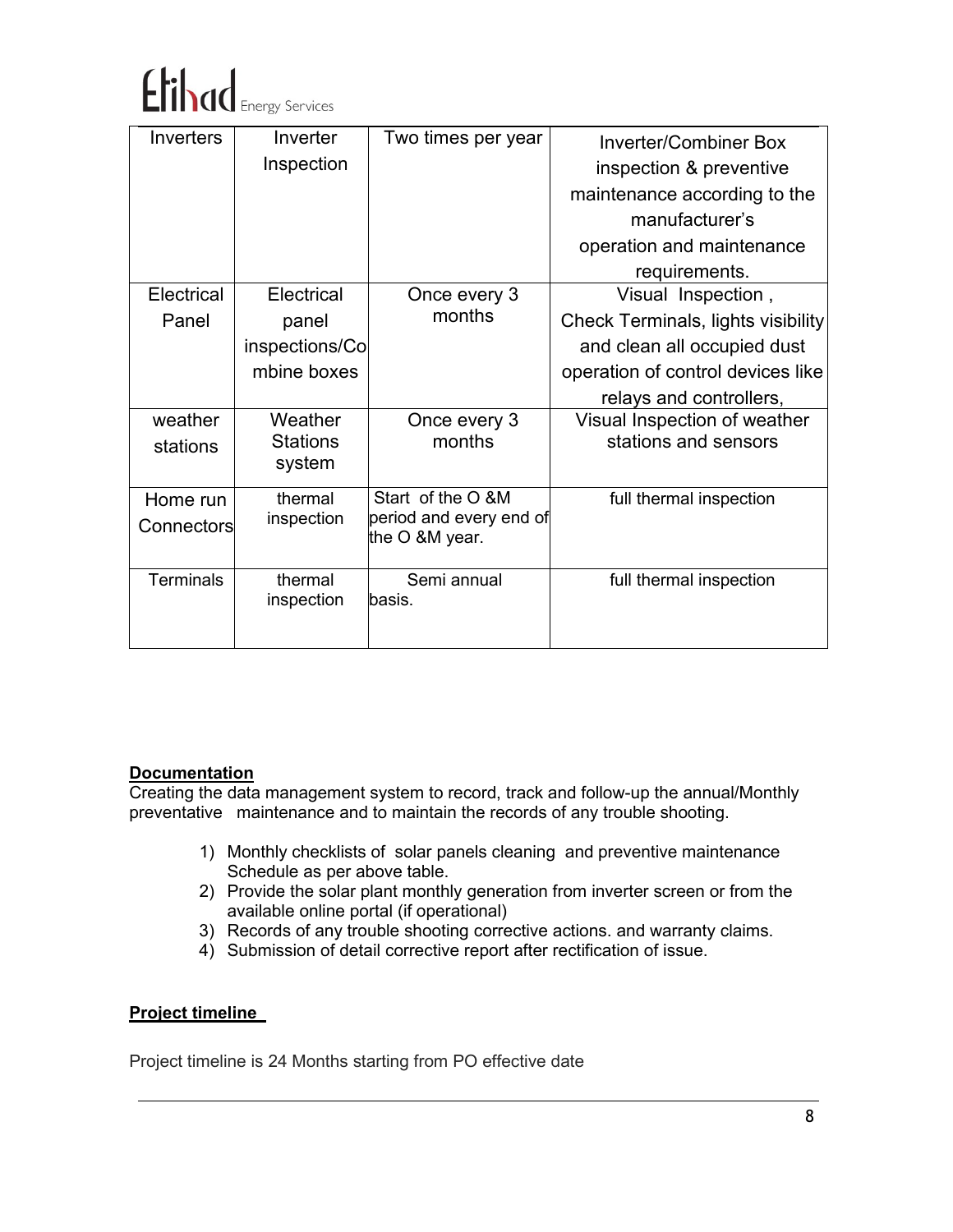| Inverters | Inverter Inspection | Two times per year | Inverter/Combiner Box inspection & preventive maintenance according to the manufacturer's operation and maintenance requirements. |
|---|---|---|---|
| Electrical Panel | Electrical panel inspections/Combine boxes | Once every 3 months | Visual Inspection , Check Terminals, lights visibility and clean all occupied dust operation of control devices like relays and controllers, |
| weather stations | Weather Stations system | Once every 3 months | Visual Inspection of weather stations and sensors |
| Home run Connectors | thermal inspection | Start of the O &M period and every end of the O &M year. | full thermal inspection |
| Terminals | thermal inspection | Semi annual basis. | full thermal inspection |

**Documentation**

Creating the data management system to record, track and follow-up the annual/Monthly preventative maintenance and to maintain the records of any trouble shooting.

1) Monthly checklists of solar panels cleaning and preventive maintenance Schedule as per above table.
2) Provide the solar plant monthly generation from inverter screen or from the available online portal (if operational)
3) Records of any trouble shooting corrective actions. and warranty claims.
4) Submission of detail corrective report after rectification of issue.

**Project timeline**

Project timeline is 24 Months starting from PO effective date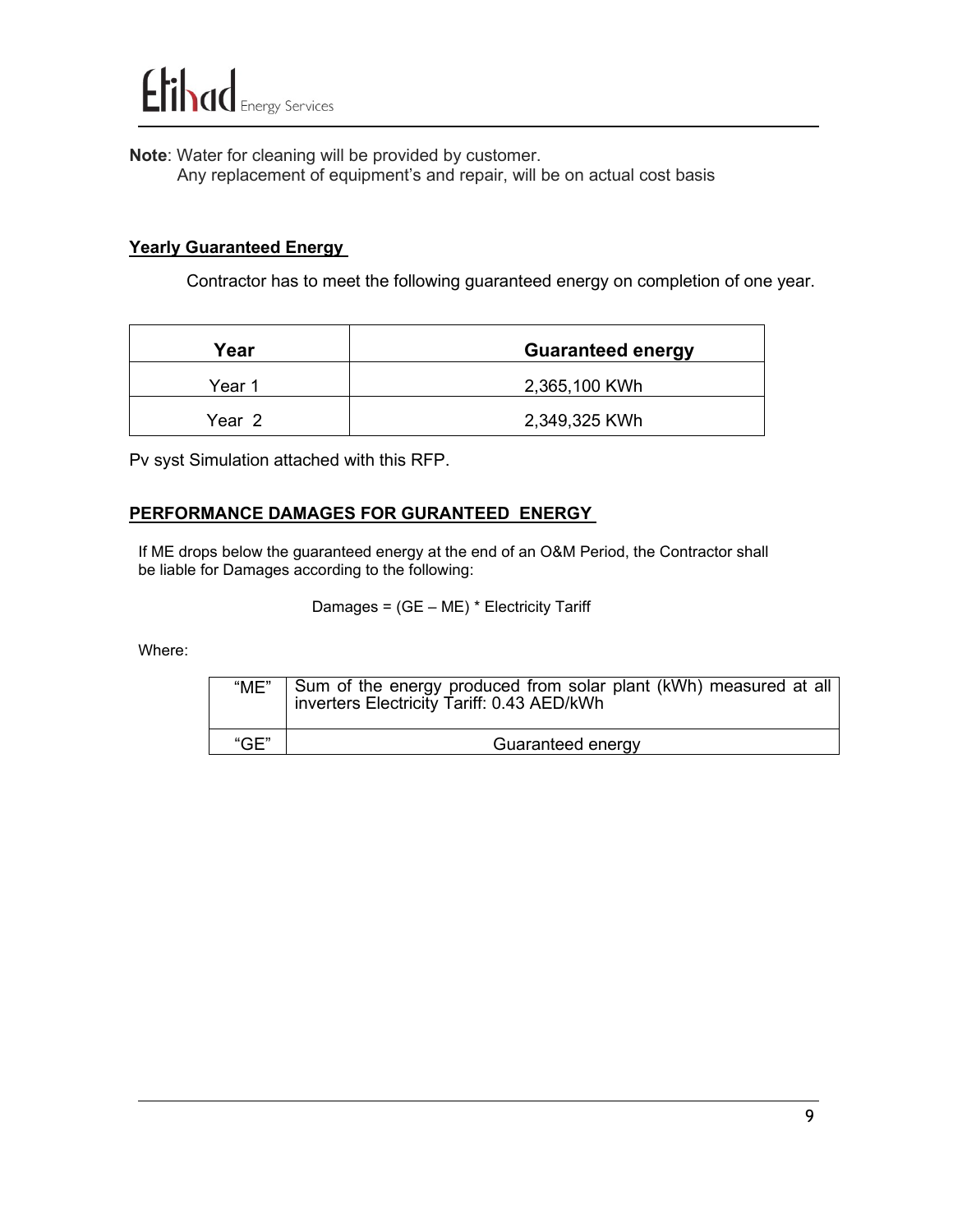**Note**: Water for cleaning will be provided by customer.
Any replacement of equipment's and repair, will be on actual cost basis

**Yearly Guaranteed Energy**

Contractor has to meet the following guaranteed energy on completion of one year.

| Year | Guaranteed energy |
|---|---|
| Year 1 | 2,365,100 KWh |
| Year 2 | 2,349,325 KWh |

Pv syst Simulation attached with this RFP.

**PERFORMANCE DAMAGES FOR GURANTEED ENERGY**

If ME drops below the guaranteed energy at the end of an O&M Period, the Contractor shall be liable for Damages according to the following:

Damages = (GE – ME) * Electricity Tariff

Where:

| | |
|---|---|
| "ME" | Sum of the energy produced from solar plant (kWh) measured at all inverters Electricity Tariff: 0.43 AED/kWh |
| "GE" | Guaranteed energy |